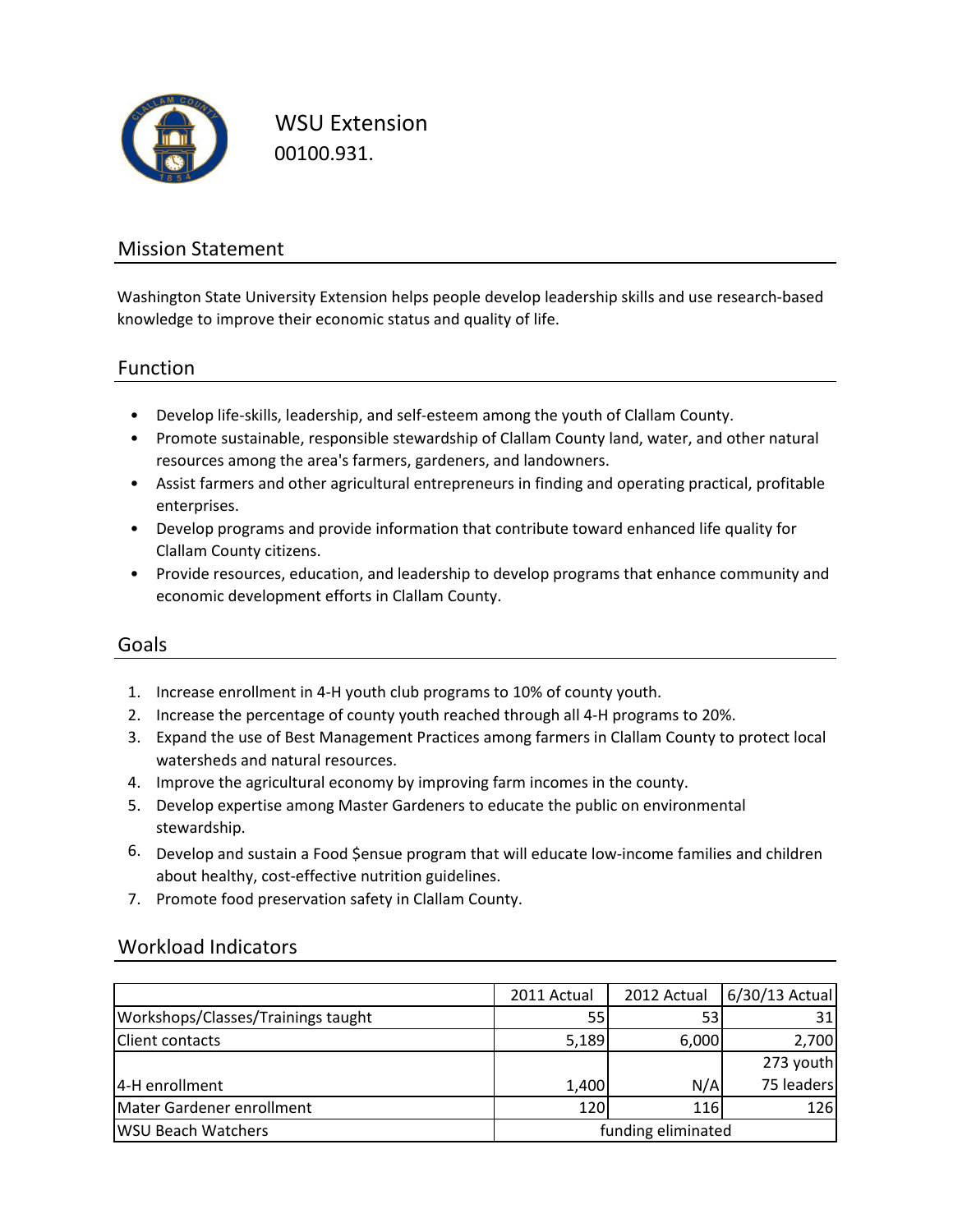# WSU Extension

00100.931.

## Mission Statement

Washington State University Extension helps people develop leadership skills and use research-based knowledge to improve their economic status and quality of life.

## Function

- Develop life-skills, leadership, and self-esteem among the youth of Clallam County.
- Promote sustainable, responsible stewardship of Clallam County land, water, and other natural resources among the area's farmers, gardeners, and landowners.
- Assist farmers and other agricultural entrepreneurs in finding and operating practical, profitable enterprises.
- Develop programs and provide information that contribute toward enhanced life quality for Clallam County citizens.
- Provide resources, education, and leadership to develop programs that enhance community and economic development efforts in Clallam County.

## Goals

1. Increase enrollment in 4-H youth club programs to 10% of county youth.
2. Increase the percentage of county youth reached through all 4-H programs to 20%.
3. Expand the use of Best Management Practices among farmers in Clallam County to protect local watersheds and natural resources.
4. Improve the agricultural economy by improving farm incomes in the county.
5. Develop expertise among Master Gardeners to educate the public on environmental stewardship.
6. Develop and sustain a Food $ensue program that will educate low-income families and children about healthy, cost-effective nutrition guidelines.
7. Promote food preservation safety in Clallam County.

## Workload Indicators

| | 2011 Actual | 2012 Actual | 6/30/13 Actual |
|---|---|---|---|
| Workshops/Classes/Trainings taught | 55 | 53 | 31 |
| Client contacts | 5,189 | 6,000 | 2,700 |
| 4-H enrollment | 1,400 | N/A | 273 youth 75 leaders |
| Mater Gardener enrollment | 120 | 116 | 126 |
| WSU Beach Watchers | funding eliminated | | |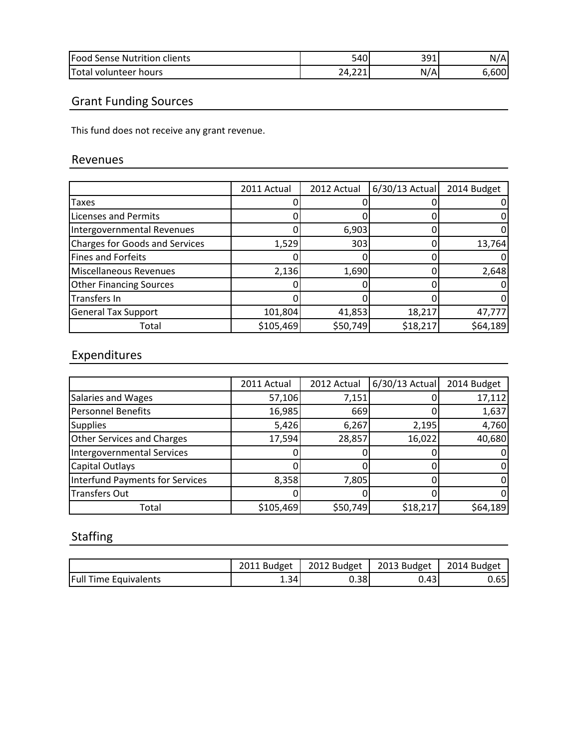| | | | |
|---|---|---|---|
| Food Sense Nutrition clients | 540 | 391 | N/A |
| Total volunteer hours | 24,221 | N/A | 6,600 |

## Grant Funding Sources

This fund does not receive any grant revenue.

## Revenues

| | 2011 Actual | 2012 Actual | 6/30/13 Actual | 2014 Budget |
|---|---|---|---|---|
| Taxes | 0 | 0 | 0 | 0 |
| Licenses and Permits | 0 | 0 | 0 | 0 |
| Intergovernmental Revenues | 0 | 6,903 | 0 | 0 |
| Charges for Goods and Services | 1,529 | 303 | 0 | 13,764 |
| Fines and Forfeits | 0 | 0 | 0 | 0 |
| Miscellaneous Revenues | 2,136 | 1,690 | 0 | 2,648 |
| Other Financing Sources | 0 | 0 | 0 | 0 |
| Transfers In | 0 | 0 | 0 | 0 |
| General Tax Support | 101,804 | 41,853 | 18,217 | 47,777 |
| Total | $105,469 | $50,749 | $18,217 | $64,189 |

## Expenditures

| | 2011 Actual | 2012 Actual | 6/30/13 Actual | 2014 Budget |
|---|---|---|---|---|
| Salaries and Wages | 57,106 | 7,151 | 0 | 17,112 |
| Personnel Benefits | 16,985 | 669 | 0 | 1,637 |
| Supplies | 5,426 | 6,267 | 2,195 | 4,760 |
| Other Services and Charges | 17,594 | 28,857 | 16,022 | 40,680 |
| Intergovernmental Services | 0 | 0 | 0 | 0 |
| Capital Outlays | 0 | 0 | 0 | 0 |
| Interfund Payments for Services | 8,358 | 7,805 | 0 | 0 |
| Transfers Out | 0 | 0 | 0 | 0 |
| Total | $105,469 | $50,749 | $18,217 | $64,189 |

## Staffing

| | 2011 Budget | 2012 Budget | 2013 Budget | 2014 Budget |
|---|---|---|---|---|
| Full Time Equivalents | 1.34 | 0.38 | 0.43 | 0.65 |